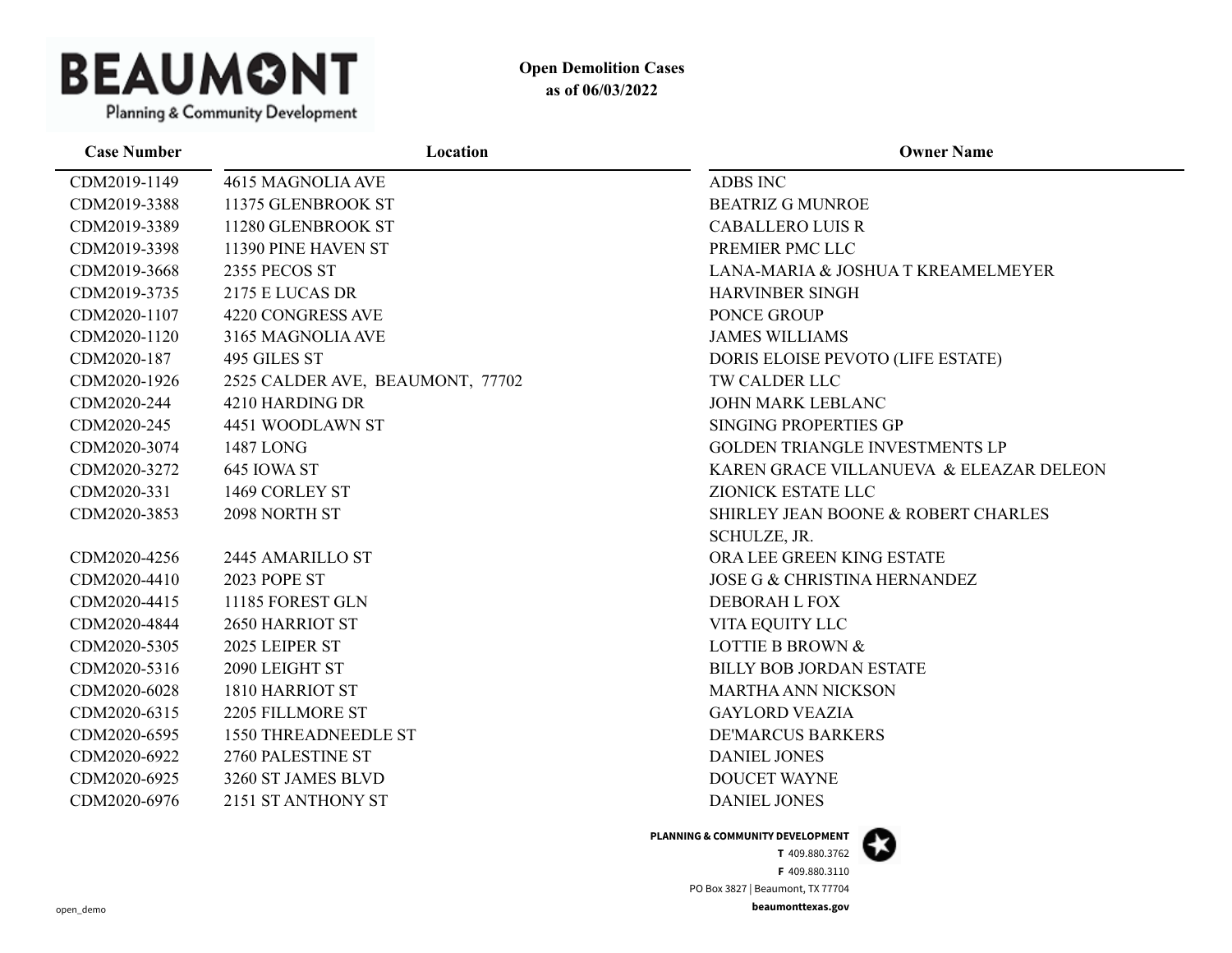BEAUMONT
Planning & Community Development

**Open Demolition Cases**
**as of 06/03/2022**

| Case Number | Location | Owner Name |
|---|---|---|
| CDM2019-1149 | 4615 MAGNOLIA AVE | ADBS INC |
| CDM2019-3388 | 11375 GLENBROOK ST | BEATRIZ G MUNROE |
| CDM2019-3389 | 11280 GLENBROOK ST | CABALLERO LUIS R |
| CDM2019-3398 | 11390 PINE HAVEN ST | PREMIER PMC LLC |
| CDM2019-3668 | 2355 PECOS ST | LANA-MARIA & JOSHUA T KREAMELMEYER |
| CDM2019-3735 | 2175 E LUCAS DR | HARVINBER SINGH |
| CDM2020-1107 | 4220 CONGRESS AVE | PONCE GROUP |
| CDM2020-1120 | 3165 MAGNOLIA AVE | JAMES WILLIAMS |
| CDM2020-187 | 495 GILES ST | DORIS ELOISE PEVOTO (LIFE ESTATE) |
| CDM2020-1926 | 2525 CALDER AVE, BEAUMONT, 77702 | TW CALDER LLC |
| CDM2020-244 | 4210 HARDING DR | JOHN MARK LEBLANC |
| CDM2020-245 | 4451 WOODLAWN ST | SINGING PROPERTIES GP |
| CDM2020-3074 | 1487 LONG | GOLDEN TRIANGLE INVESTMENTS LP |
| CDM2020-3272 | 645 IOWA ST | KAREN GRACE VILLANUEVA & ELEAZAR DELEON |
| CDM2020-331 | 1469 CORLEY ST | ZIONICK ESTATE LLC |
| CDM2020-3853 | 2098 NORTH ST | SHIRLEY JEAN BOONE & ROBERT CHARLES SCHULZE, JR. |
| CDM2020-4256 | 2445 AMARILLO ST | ORA LEE GREEN KING ESTATE |
| CDM2020-4410 | 2023 POPE ST | JOSE G & CHRISTINA HERNANDEZ |
| CDM2020-4415 | 11185 FOREST GLN | DEBORAH L FOX |
| CDM2020-4844 | 2650 HARRIOT ST | VITA EQUITY LLC |
| CDM2020-5305 | 2025 LEIPER ST | LOTTIE B BROWN & |
| CDM2020-5316 | 2090 LEIGHT ST | BILLY BOB JORDAN ESTATE |
| CDM2020-6028 | 1810 HARRIOT ST | MARTHA ANN NICKSON |
| CDM2020-6315 | 2205 FILLMORE ST | GAYLORD VEAZIA |
| CDM2020-6595 | 1550 THREADNEEDLE ST | DE'MARCUS BARKERS |
| CDM2020-6922 | 2760 PALESTINE ST | DANIEL JONES |
| CDM2020-6925 | 3260 ST JAMES BLVD | DOUCET WAYNE |
| CDM2020-6976 | 2151 ST ANTHONY ST | DANIEL JONES |

**PLANNING & COMMUNITY DEVELOPMENT**
**T** 409.880.3762
**F** 409.880.3110
PO Box 3827 | Beaumont, TX 77704
**beaumonttexas.gov**

open_demo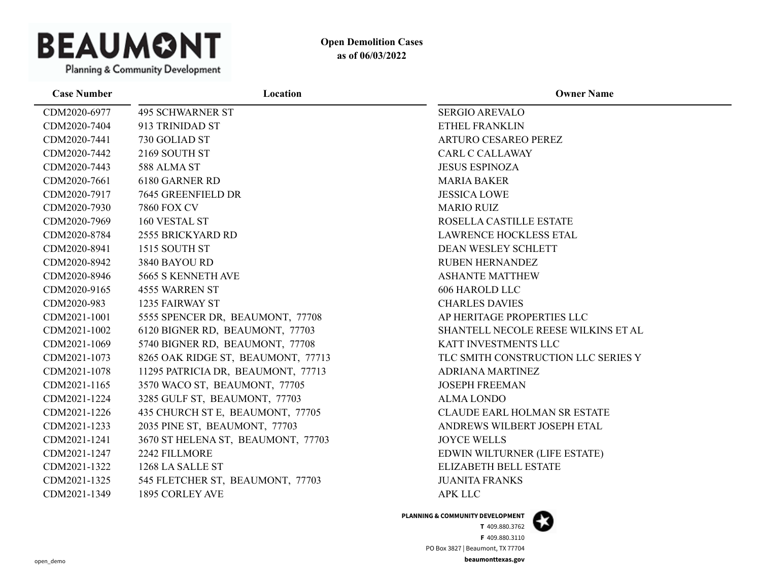**BEAUMONT**
Planning & Community Development

**Open Demolition Cases**
**as of 06/03/2022**

| Case Number | Location | Owner Name |
|---|---|---|
| CDM2020-6977 | 495 SCHWARNER ST | SERGIO AREVALO |
| CDM2020-7404 | 913 TRINIDAD ST | ETHEL FRANKLIN |
| CDM2020-7441 | 730 GOLIAD ST | ARTURO CESAREO PEREZ |
| CDM2020-7442 | 2169 SOUTH ST | CARL C CALLAWAY |
| CDM2020-7443 | 588 ALMA ST | JESUS ESPINOZA |
| CDM2020-7661 | 6180 GARNER RD | MARIA BAKER |
| CDM2020-7917 | 7645 GREENFIELD DR | JESSICA LOWE |
| CDM2020-7930 | 7860 FOX CV | MARIO RUIZ |
| CDM2020-7969 | 160 VESTAL ST | ROSELLA CASTILLE ESTATE |
| CDM2020-8784 | 2555 BRICKYARD RD | LAWRENCE HOCKLESS ETAL |
| CDM2020-8941 | 1515 SOUTH ST | DEAN WESLEY SCHLETT |
| CDM2020-8942 | 3840 BAYOU RD | RUBEN HERNANDEZ |
| CDM2020-8946 | 5665 S KENNETH AVE | ASHANTE MATTHEW |
| CDM2020-9165 | 4555 WARREN ST | 606 HAROLD LLC |
| CDM2020-983 | 1235 FAIRWAY ST | CHARLES DAVIES |
| CDM2021-1001 | 5555 SPENCER DR, BEAUMONT, 77708 | AP HERITAGE PROPERTIES LLC |
| CDM2021-1002 | 6120 BIGNER RD, BEAUMONT, 77703 | SHANTELL NECOLE REESE WILKINS ET AL |
| CDM2021-1069 | 5740 BIGNER RD, BEAUMONT, 77708 | KATT INVESTMENTS LLC |
| CDM2021-1073 | 8265 OAK RIDGE ST, BEAUMONT, 77713 | TLC SMITH CONSTRUCTION LLC SERIES Y |
| CDM2021-1078 | 11295 PATRICIA DR, BEAUMONT, 77713 | ADRIANA MARTINEZ |
| CDM2021-1165 | 3570 WACO ST, BEAUMONT, 77705 | JOSEPH FREEMAN |
| CDM2021-1224 | 3285 GULF ST, BEAUMONT, 77703 | ALMA LONDO |
| CDM2021-1226 | 435 CHURCH ST E, BEAUMONT, 77705 | CLAUDE EARL HOLMAN SR ESTATE |
| CDM2021-1233 | 2035 PINE ST, BEAUMONT, 77703 | ANDREWS WILBERT JOSEPH ETAL |
| CDM2021-1241 | 3670 ST HELENA ST, BEAUMONT, 77703 | JOYCE WELLS |
| CDM2021-1247 | 2242 FILLMORE | EDWIN WILTURNER (LIFE ESTATE) |
| CDM2021-1322 | 1268 LA SALLE ST | ELIZABETH BELL ESTATE |
| CDM2021-1325 | 545 FLETCHER ST, BEAUMONT, 77703 | JUANITA FRANKS |
| CDM2021-1349 | 1895 CORLEY AVE | APK LLC |

**PLANNING & COMMUNITY DEVELOPMENT**
**T** 409.880.3762
**F** 409.880.3110
PO Box 3827 | Beaumont, TX 77704
**beaumonttexas.gov**

open_demo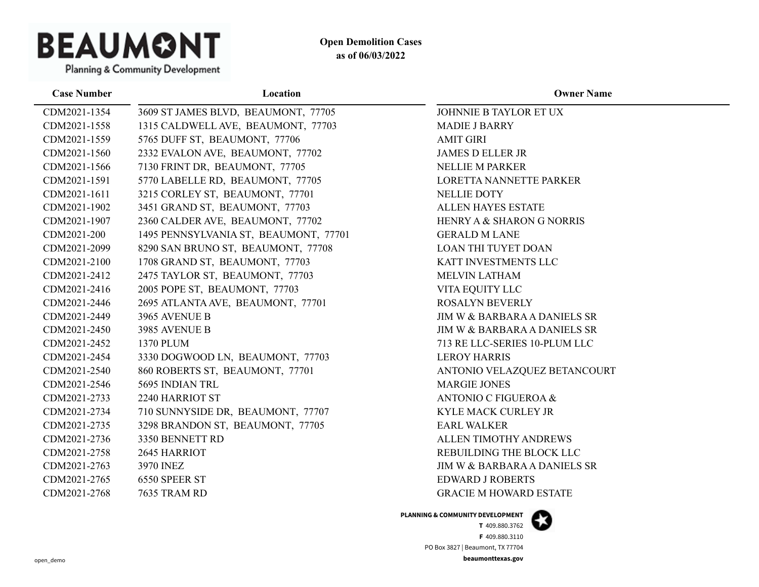# Open Demolition Cases
## as of 06/03/2022

| Case Number | Location | Owner Name |
|---|---|---|
| CDM2021-1354 | 3609 ST JAMES BLVD, BEAUMONT, 77705 | JOHNNIE B TAYLOR ET UX |
| CDM2021-1558 | 1315 CALDWELL AVE, BEAUMONT, 77703 | MADIE J BARRY |
| CDM2021-1559 | 5765 DUFF ST, BEAUMONT, 77706 | AMIT GIRI |
| CDM2021-1560 | 2332 EVALON AVE, BEAUMONT, 77702 | JAMES D ELLER JR |
| CDM2021-1566 | 7130 FRINT DR, BEAUMONT, 77705 | NELLIE M PARKER |
| CDM2021-1591 | 5770 LABELLE RD, BEAUMONT, 77705 | LORETTA NANNETTE PARKER |
| CDM2021-1611 | 3215 CORLEY ST, BEAUMONT, 77701 | NELLIE DOTY |
| CDM2021-1902 | 3451 GRAND ST, BEAUMONT, 77703 | ALLEN HAYES ESTATE |
| CDM2021-1907 | 2360 CALDER AVE, BEAUMONT, 77702 | HENRY A & SHARON G NORRIS |
| CDM2021-200 | 1495 PENNSYLVANIA ST, BEAUMONT, 77701 | GERALD M LANE |
| CDM2021-2099 | 8290 SAN BRUNO ST, BEAUMONT, 77708 | LOAN THI TUYET DOAN |
| CDM2021-2100 | 1708 GRAND ST, BEAUMONT, 77703 | KATT INVESTMENTS LLC |
| CDM2021-2412 | 2475 TAYLOR ST, BEAUMONT, 77703 | MELVIN LATHAM |
| CDM2021-2416 | 2005 POPE ST, BEAUMONT, 77703 | VITA EQUITY LLC |
| CDM2021-2446 | 2695 ATLANTA AVE, BEAUMONT, 77701 | ROSALYN BEVERLY |
| CDM2021-2449 | 3965 AVENUE B | JIM W & BARBARA A DANIELS SR |
| CDM2021-2450 | 3985 AVENUE B | JIM W & BARBARA A DANIELS SR |
| CDM2021-2452 | 1370 PLUM | 713 RE LLC-SERIES 10-PLUM LLC |
| CDM2021-2454 | 3330 DOGWOOD LN, BEAUMONT, 77703 | LEROY HARRIS |
| CDM2021-2540 | 860 ROBERTS ST, BEAUMONT, 77701 | ANTONIO VELAZQUEZ BETANCOURT |
| CDM2021-2546 | 5695 INDIAN TRL | MARGIE JONES |
| CDM2021-2733 | 2240 HARRIOT ST | ANTONIO C FIGUEROA & |
| CDM2021-2734 | 710 SUNNYSIDE DR, BEAUMONT, 77707 | KYLE MACK CURLEY JR |
| CDM2021-2735 | 3298 BRANDON ST, BEAUMONT, 77705 | EARL WALKER |
| CDM2021-2736 | 3350 BENNETT RD | ALLEN TIMOTHY ANDREWS |
| CDM2021-2758 | 2645 HARRIOT | REBUILDING THE BLOCK LLC |
| CDM2021-2763 | 3970 INEZ | JIM W & BARBARA A DANIELS SR |
| CDM2021-2765 | 6550 SPEER ST | EDWARD J ROBERTS |
| CDM2021-2768 | 7635 TRAM RD | GRACIE M HOWARD ESTATE |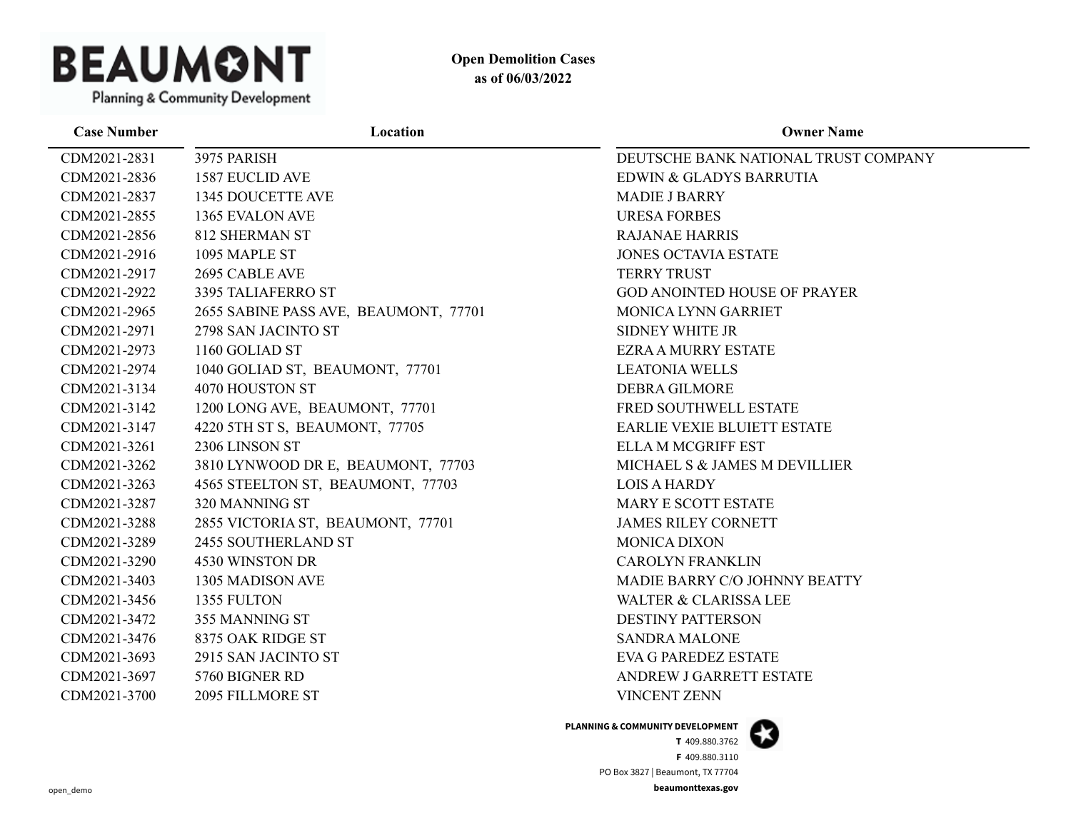**Open Demolition Cases**
**as of 06/03/2022**

| Case Number | Location | Owner Name |
|---|---|---|
| CDM2021-2831 | 3975 PARISH | DEUTSCHE BANK NATIONAL TRUST COMPANY |
| CDM2021-2836 | 1587 EUCLID AVE | EDWIN & GLADYS BARRUTIA |
| CDM2021-2837 | 1345 DOUCETTE AVE | MADIE J BARRY |
| CDM2021-2855 | 1365 EVALON AVE | URESA FORBES |
| CDM2021-2856 | 812 SHERMAN ST | RAJANAE HARRIS |
| CDM2021-2916 | 1095 MAPLE ST | JONES OCTAVIA ESTATE |
| CDM2021-2917 | 2695 CABLE AVE | TERRY TRUST |
| CDM2021-2922 | 3395 TALIAFERRO ST | GOD ANOINTED HOUSE OF PRAYER |
| CDM2021-2965 | 2655 SABINE PASS AVE, BEAUMONT, 77701 | MONICA LYNN GARRIET |
| CDM2021-2971 | 2798 SAN JACINTO ST | SIDNEY WHITE JR |
| CDM2021-2973 | 1160 GOLIAD ST | EZRA A MURRY ESTATE |
| CDM2021-2974 | 1040 GOLIAD ST, BEAUMONT, 77701 | LEATONIA WELLS |
| CDM2021-3134 | 4070 HOUSTON ST | DEBRA GILMORE |
| CDM2021-3142 | 1200 LONG AVE, BEAUMONT, 77701 | FRED SOUTHWELL ESTATE |
| CDM2021-3147 | 4220 5TH ST S, BEAUMONT, 77705 | EARLIE VEXIE BLUIETT ESTATE |
| CDM2021-3261 | 2306 LINSON ST | ELLA M MCGRIFF EST |
| CDM2021-3262 | 3810 LYNWOOD DR E, BEAUMONT, 77703 | MICHAEL S & JAMES M DEVILLIER |
| CDM2021-3263 | 4565 STEELTON ST, BEAUMONT, 77703 | LOIS A HARDY |
| CDM2021-3287 | 320 MANNING ST | MARY E SCOTT ESTATE |
| CDM2021-3288 | 2855 VICTORIA ST, BEAUMONT, 77701 | JAMES RILEY CORNETT |
| CDM2021-3289 | 2455 SOUTHERLAND ST | MONICA DIXON |
| CDM2021-3290 | 4530 WINSTON DR | CAROLYN FRANKLIN |
| CDM2021-3403 | 1305 MADISON AVE | MADIE BARRY C/O JOHNNY BEATTY |
| CDM2021-3456 | 1355 FULTON | WALTER & CLARISSA LEE |
| CDM2021-3472 | 355 MANNING ST | DESTINY PATTERSON |
| CDM2021-3476 | 8375 OAK RIDGE ST | SANDRA MALONE |
| CDM2021-3693 | 2915 SAN JACINTO ST | EVA G PAREDEZ ESTATE |
| CDM2021-3697 | 5760 BIGNER RD | ANDREW J GARRETT ESTATE |
| CDM2021-3700 | 2095 FILLMORE ST | VINCENT ZENN |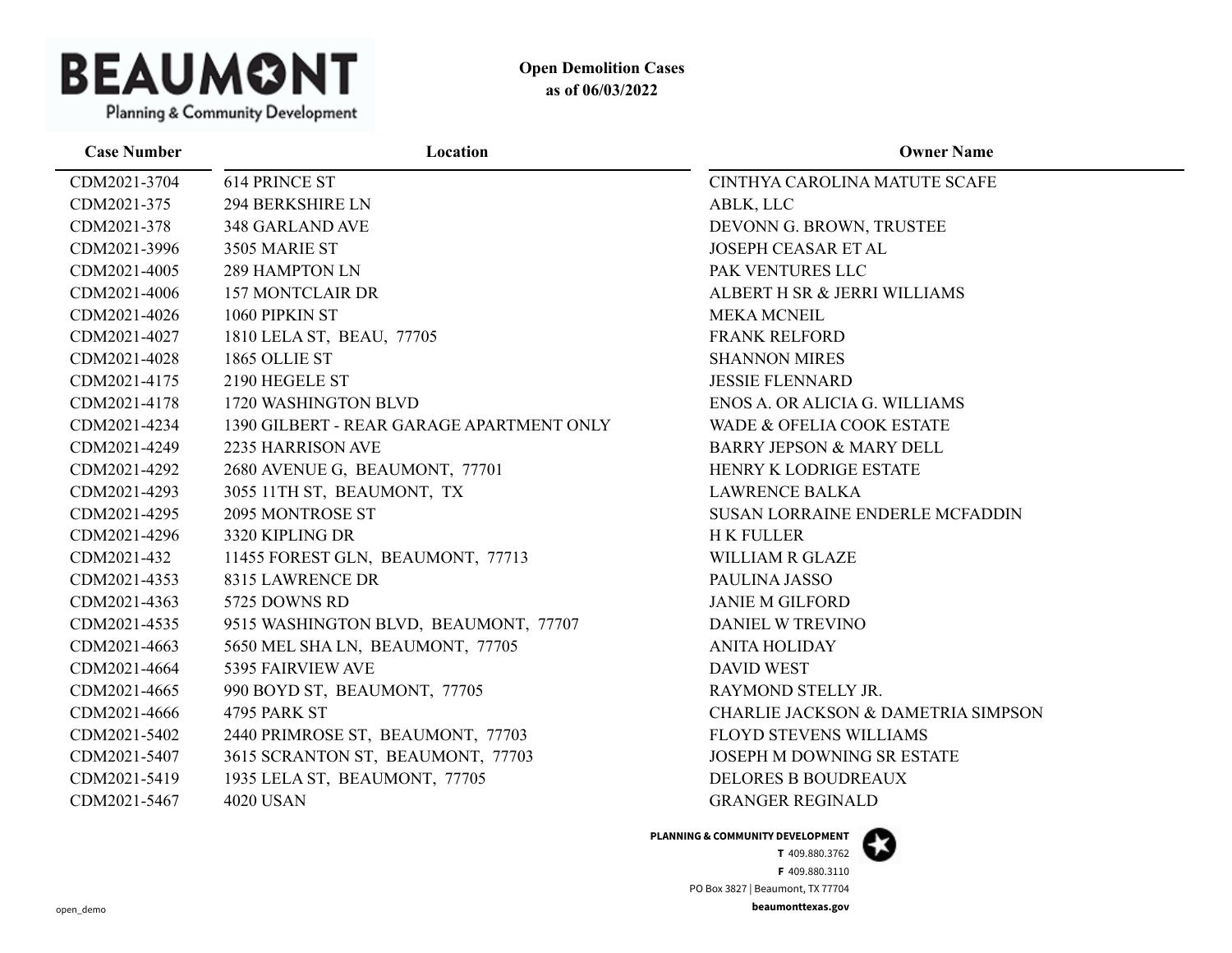**Open Demolition Cases**
**as of 06/03/2022**

| Case Number | Location | Owner Name |
|---|---|---|
| CDM2021-3704 | 614 PRINCE ST | CINTHYA CAROLINA MATUTE SCAFE |
| CDM2021-375 | 294 BERKSHIRE LN | ABLK, LLC |
| CDM2021-378 | 348 GARLAND AVE | DEVONN G. BROWN, TRUSTEE |
| CDM2021-3996 | 3505 MARIE ST | JOSEPH CEASAR ET AL |
| CDM2021-4005 | 289 HAMPTON LN | PAK VENTURES LLC |
| CDM2021-4006 | 157 MONTCLAIR DR | ALBERT H SR & JERRI WILLIAMS |
| CDM2021-4026 | 1060 PIPKIN ST | MEKA MCNEIL |
| CDM2021-4027 | 1810 LELA ST, BEAU, 77705 | FRANK RELFORD |
| CDM2021-4028 | 1865 OLLIE ST | SHANNON MIRES |
| CDM2021-4175 | 2190 HEGELE ST | JESSIE FLENNARD |
| CDM2021-4178 | 1720 WASHINGTON BLVD | ENOS A. OR ALICIA G. WILLIAMS |
| CDM2021-4234 | 1390 GILBERT - REAR GARAGE APARTMENT ONLY | WADE & OFELIA COOK ESTATE |
| CDM2021-4249 | 2235 HARRISON AVE | BARRY JEPSON & MARY DELL |
| CDM2021-4292 | 2680 AVENUE G, BEAUMONT, 77701 | HENRY K LODRIGE ESTATE |
| CDM2021-4293 | 3055 11TH ST, BEAUMONT, TX | LAWRENCE BALKA |
| CDM2021-4295 | 2095 MONTROSE ST | SUSAN LORRAINE ENDERLE MCFADDIN |
| CDM2021-4296 | 3320 KIPLING DR | H K FULLER |
| CDM2021-432 | 11455 FOREST GLN, BEAUMONT, 77713 | WILLIAM R GLAZE |
| CDM2021-4353 | 8315 LAWRENCE DR | PAULINA JASSO |
| CDM2021-4363 | 5725 DOWNS RD | JANIE M GILFORD |
| CDM2021-4535 | 9515 WASHINGTON BLVD, BEAUMONT, 77707 | DANIEL W TREVINO |
| CDM2021-4663 | 5650 MEL SHA LN, BEAUMONT, 77705 | ANITA HOLIDAY |
| CDM2021-4664 | 5395 FAIRVIEW AVE | DAVID WEST |
| CDM2021-4665 | 990 BOYD ST, BEAUMONT, 77705 | RAYMOND STELLY JR. |
| CDM2021-4666 | 4795 PARK ST | CHARLIE JACKSON & DAMETRIA SIMPSON |
| CDM2021-5402 | 2440 PRIMROSE ST, BEAUMONT, 77703 | FLOYD STEVENS WILLIAMS |
| CDM2021-5407 | 3615 SCRANTON ST, BEAUMONT, 77703 | JOSEPH M DOWNING SR ESTATE |
| CDM2021-5419 | 1935 LELA ST, BEAUMONT, 77705 | DELORES B BOUDREAUX |
| CDM2021-5467 | 4020 USAN | GRANGER REGINALD |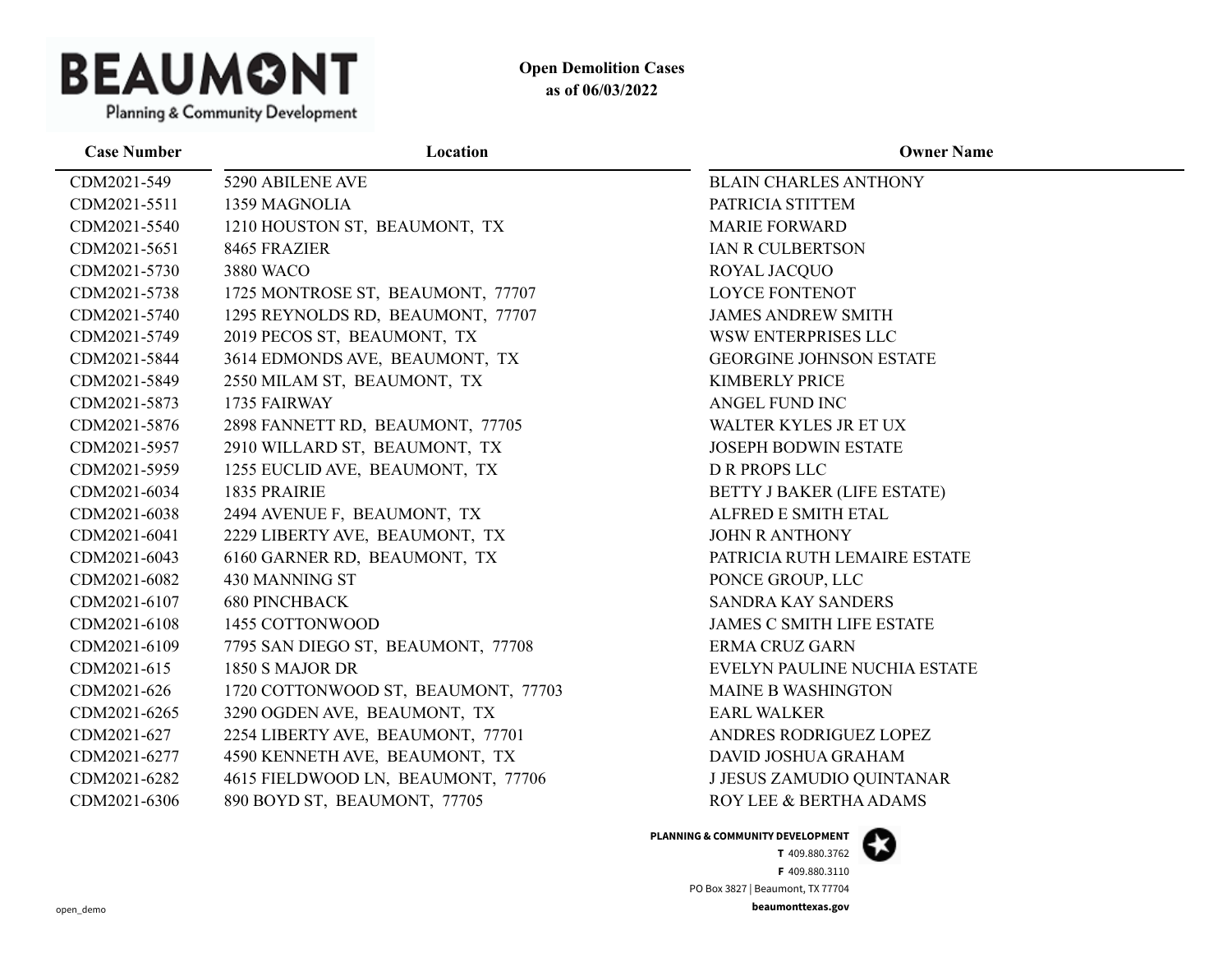**Open Demolition Cases**
**as of 06/03/2022**

| Case Number | Location | Owner Name |
|---|---|---|
| CDM2021-549 | 5290 ABILENE AVE | BLAIN CHARLES ANTHONY |
| CDM2021-5511 | 1359 MAGNOLIA | PATRICIA STITTEM |
| CDM2021-5540 | 1210 HOUSTON ST, BEAUMONT, TX | MARIE FORWARD |
| CDM2021-5651 | 8465 FRAZIER | IAN R CULBERTSON |
| CDM2021-5730 | 3880 WACO | ROYAL JACQUO |
| CDM2021-5738 | 1725 MONTROSE ST, BEAUMONT, 77707 | LOYCE FONTENOT |
| CDM2021-5740 | 1295 REYNOLDS RD, BEAUMONT, 77707 | JAMES ANDREW SMITH |
| CDM2021-5749 | 2019 PECOS ST, BEAUMONT, TX | WSW ENTERPRISES LLC |
| CDM2021-5844 | 3614 EDMONDS AVE, BEAUMONT, TX | GEORGINE JOHNSON ESTATE |
| CDM2021-5849 | 2550 MILAM ST, BEAUMONT, TX | KIMBERLY PRICE |
| CDM2021-5873 | 1735 FAIRWAY | ANGEL FUND INC |
| CDM2021-5876 | 2898 FANNETT RD, BEAUMONT, 77705 | WALTER KYLES JR ET UX |
| CDM2021-5957 | 2910 WILLARD ST, BEAUMONT, TX | JOSEPH BODWIN ESTATE |
| CDM2021-5959 | 1255 EUCLID AVE, BEAUMONT, TX | D R PROPS LLC |
| CDM2021-6034 | 1835 PRAIRIE | BETTY J BAKER (LIFE ESTATE) |
| CDM2021-6038 | 2494 AVENUE F, BEAUMONT, TX | ALFRED E SMITH ETAL |
| CDM2021-6041 | 2229 LIBERTY AVE, BEAUMONT, TX | JOHN R ANTHONY |
| CDM2021-6043 | 6160 GARNER RD, BEAUMONT, TX | PATRICIA RUTH LEMAIRE ESTATE |
| CDM2021-6082 | 430 MANNING ST | PONCE GROUP, LLC |
| CDM2021-6107 | 680 PINCHBACK | SANDRA KAY SANDERS |
| CDM2021-6108 | 1455 COTTONWOOD | JAMES C SMITH LIFE ESTATE |
| CDM2021-6109 | 7795 SAN DIEGO ST, BEAUMONT, 77708 | ERMA CRUZ GARN |
| CDM2021-615 | 1850 S MAJOR DR | EVELYN PAULINE NUCHIA ESTATE |
| CDM2021-626 | 1720 COTTONWOOD ST, BEAUMONT, 77703 | MAINE B WASHINGTON |
| CDM2021-6265 | 3290 OGDEN AVE, BEAUMONT, TX | EARL WALKER |
| CDM2021-627 | 2254 LIBERTY AVE, BEAUMONT, 77701 | ANDRES RODRIGUEZ LOPEZ |
| CDM2021-6277 | 4590 KENNETH AVE, BEAUMONT, TX | DAVID JOSHUA GRAHAM |
| CDM2021-6282 | 4615 FIELDWOOD LN, BEAUMONT, 77706 | J JESUS ZAMUDIO QUINTANAR |
| CDM2021-6306 | 890 BOYD ST, BEAUMONT, 77705 | ROY LEE & BERTHA ADAMS |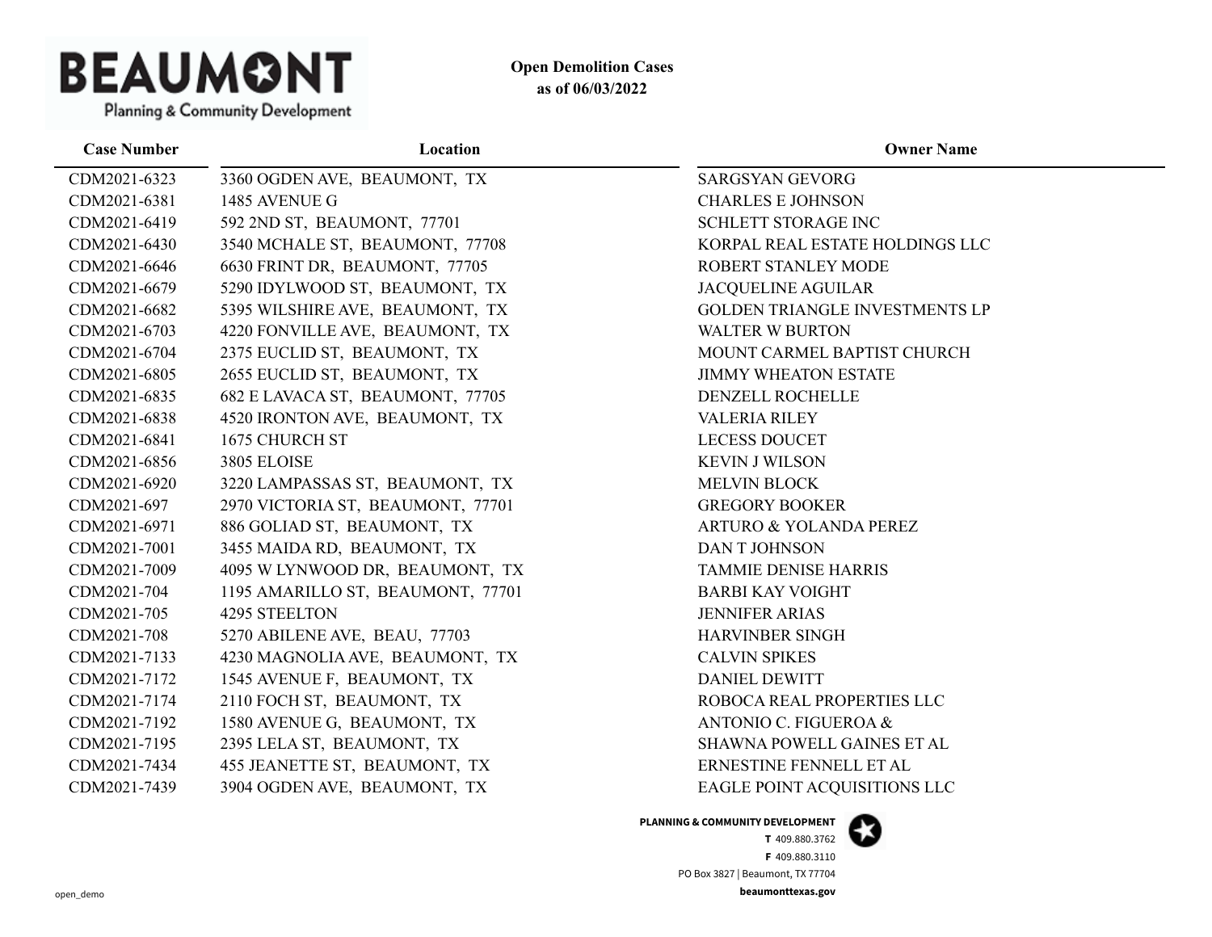**BEAUMONT**
Planning & Community Development

**Open Demolition Cases**
**as of 06/03/2022**

| Case Number | Location | Owner Name |
|---|---|---|
| CDM2021-6323 | 3360 OGDEN AVE, BEAUMONT, TX | SARGSYAN GEVORG |
| CDM2021-6381 | 1485 AVENUE G | CHARLES E JOHNSON |
| CDM2021-6419 | 592 2ND ST, BEAUMONT, 77701 | SCHLETT STORAGE INC |
| CDM2021-6430 | 3540 MCHALE ST, BEAUMONT, 77708 | KORPAL REAL ESTATE HOLDINGS LLC |
| CDM2021-6646 | 6630 FRINT DR, BEAUMONT, 77705 | ROBERT STANLEY MODE |
| CDM2021-6679 | 5290 IDYLWOOD ST, BEAUMONT, TX | JACQUELINE AGUILAR |
| CDM2021-6682 | 5395 WILSHIRE AVE, BEAUMONT, TX | GOLDEN TRIANGLE INVESTMENTS LP |
| CDM2021-6703 | 4220 FONVILLE AVE, BEAUMONT, TX | WALTER W BURTON |
| CDM2021-6704 | 2375 EUCLID ST, BEAUMONT, TX | MOUNT CARMEL BAPTIST CHURCH |
| CDM2021-6805 | 2655 EUCLID ST, BEAUMONT, TX | JIMMY WHEATON ESTATE |
| CDM2021-6835 | 682 E LAVACA ST, BEAUMONT, 77705 | DENZELL ROCHELLE |
| CDM2021-6838 | 4520 IRONTON AVE, BEAUMONT, TX | VALERIA RILEY |
| CDM2021-6841 | 1675 CHURCH ST | LECESS DOUCET |
| CDM2021-6856 | 3805 ELOISE | KEVIN J WILSON |
| CDM2021-6920 | 3220 LAMPASSAS ST, BEAUMONT, TX | MELVIN BLOCK |
| CDM2021-697 | 2970 VICTORIA ST, BEAUMONT, 77701 | GREGORY BOOKER |
| CDM2021-6971 | 886 GOLIAD ST, BEAUMONT, TX | ARTURO & YOLANDA PEREZ |
| CDM2021-7001 | 3455 MAIDA RD, BEAUMONT, TX | DAN T JOHNSON |
| CDM2021-7009 | 4095 W LYNWOOD DR, BEAUMONT, TX | TAMMIE DENISE HARRIS |
| CDM2021-704 | 1195 AMARILLO ST, BEAUMONT, 77701 | BARBI KAY VOIGHT |
| CDM2021-705 | 4295 STEELTON | JENNIFER ARIAS |
| CDM2021-708 | 5270 ABILENE AVE, BEAU, 77703 | HARVINBER SINGH |
| CDM2021-7133 | 4230 MAGNOLIA AVE, BEAUMONT, TX | CALVIN SPIKES |
| CDM2021-7172 | 1545 AVENUE F, BEAUMONT, TX | DANIEL DEWITT |
| CDM2021-7174 | 2110 FOCH ST, BEAUMONT, TX | ROBOCA REAL PROPERTIES LLC |
| CDM2021-7192 | 1580 AVENUE G, BEAUMONT, TX | ANTONIO C. FIGUEROA & |
| CDM2021-7195 | 2395 LELA ST, BEAUMONT, TX | SHAWNA POWELL GAINES ET AL |
| CDM2021-7434 | 455 JEANETTE ST, BEAUMONT, TX | ERNESTINE FENNELL ET AL |
| CDM2021-7439 | 3904 OGDEN AVE, BEAUMONT, TX | EAGLE POINT ACQUISITIONS LLC |

**PLANNING & COMMUNITY DEVELOPMENT**
**T** 409.880.3762
**F** 409.880.3110
PO Box 3827 | Beaumont, TX 77704
**beaumonttexas.gov**

open_demo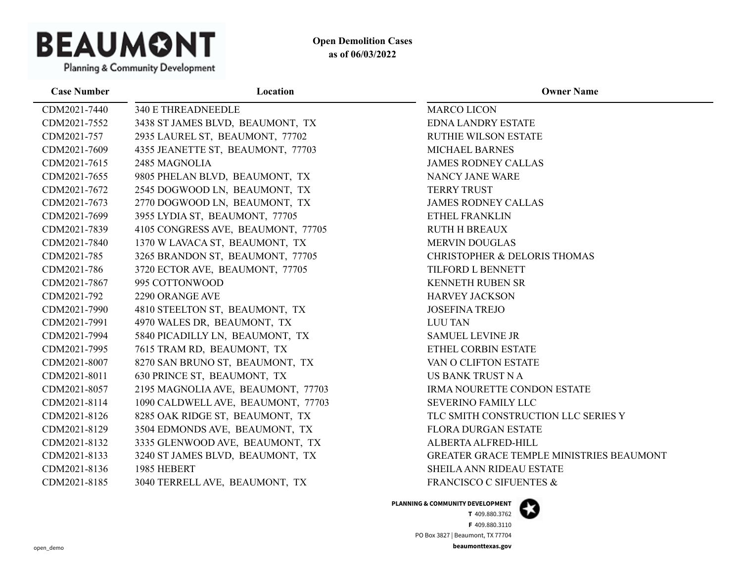**BEAUMONT**
Planning & Community Development

**Open Demolition Cases**
**as of 06/03/2022**

| Case Number | Location | Owner Name |
|---|---|---|
| CDM2021-7440 | 340 E THREADNEEDLE | MARCO LICON |
| CDM2021-7552 | 3438 ST JAMES BLVD, BEAUMONT, TX | EDNA LANDRY ESTATE |
| CDM2021-757 | 2935 LAUREL ST, BEAUMONT, 77702 | RUTHIE WILSON ESTATE |
| CDM2021-7609 | 4355 JEANETTE ST, BEAUMONT, 77703 | MICHAEL BARNES |
| CDM2021-7615 | 2485 MAGNOLIA | JAMES RODNEY CALLAS |
| CDM2021-7655 | 9805 PHELAN BLVD, BEAUMONT, TX | NANCY JANE WARE |
| CDM2021-7672 | 2545 DOGWOOD LN, BEAUMONT, TX | TERRY TRUST |
| CDM2021-7673 | 2770 DOGWOOD LN, BEAUMONT, TX | JAMES RODNEY CALLAS |
| CDM2021-7699 | 3955 LYDIA ST, BEAUMONT, 77705 | ETHEL FRANKLIN |
| CDM2021-7839 | 4105 CONGRESS AVE, BEAUMONT, 77705 | RUTH H BREAUX |
| CDM2021-7840 | 1370 W LAVACA ST, BEAUMONT, TX | MERVIN DOUGLAS |
| CDM2021-785 | 3265 BRANDON ST, BEAUMONT, 77705 | CHRISTOPHER & DELORIS THOMAS |
| CDM2021-786 | 3720 ECTOR AVE, BEAUMONT, 77705 | TILFORD L BENNETT |
| CDM2021-7867 | 995 COTTONWOOD | KENNETH RUBEN SR |
| CDM2021-792 | 2290 ORANGE AVE | HARVEY JACKSON |
| CDM2021-7990 | 4810 STEELTON ST, BEAUMONT, TX | JOSEFINA TREJO |
| CDM2021-7991 | 4970 WALES DR, BEAUMONT, TX | LUU TAN |
| CDM2021-7994 | 5840 PICADILLY LN, BEAUMONT, TX | SAMUEL LEVINE JR |
| CDM2021-7995 | 7615 TRAM RD, BEAUMONT, TX | ETHEL CORBIN ESTATE |
| CDM2021-8007 | 8270 SAN BRUNO ST, BEAUMONT, TX | VAN O CLIFTON ESTATE |
| CDM2021-8011 | 630 PRINCE ST, BEAUMONT, TX | US BANK TRUST N A |
| CDM2021-8057 | 2195 MAGNOLIA AVE, BEAUMONT, 77703 | IRMA NOURETTE CONDON ESTATE |
| CDM2021-8114 | 1090 CALDWELL AVE, BEAUMONT, 77703 | SEVERINO FAMILY LLC |
| CDM2021-8126 | 8285 OAK RIDGE ST, BEAUMONT, TX | TLC SMITH CONSTRUCTION LLC SERIES Y |
| CDM2021-8129 | 3504 EDMONDS AVE, BEAUMONT, TX | FLORA DURGAN ESTATE |
| CDM2021-8132 | 3335 GLENWOOD AVE, BEAUMONT, TX | ALBERTA ALFRED-HILL |
| CDM2021-8133 | 3240 ST JAMES BLVD, BEAUMONT, TX | GREATER GRACE TEMPLE MINISTRIES BEAUMONT |
| CDM2021-8136 | 1985 HEBERT | SHEILA ANN RIDEAU ESTATE |
| CDM2021-8185 | 3040 TERRELL AVE, BEAUMONT, TX | FRANCISCO C SIFUENTES & |

**PLANNING & COMMUNITY DEVELOPMENT**
**T** 409.880.3762
**F** 409.880.3110
PO Box 3827 | Beaumont, TX 77704
**beaumonttexas.gov**

open_demo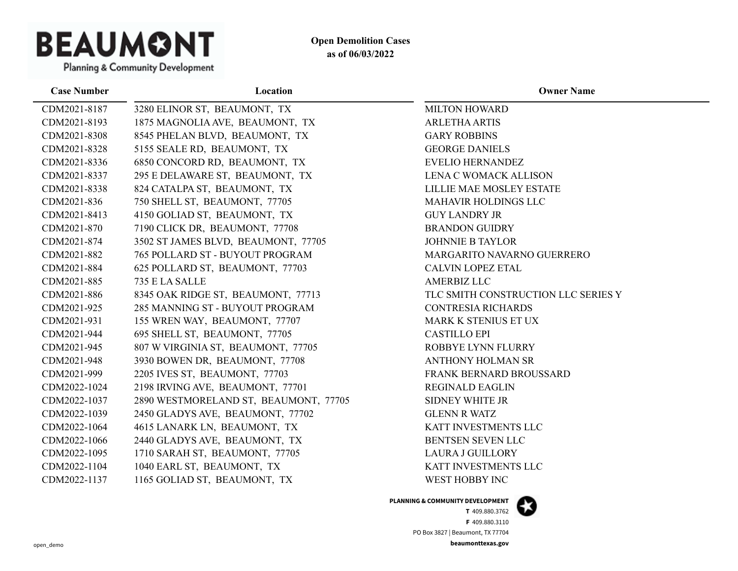**Open Demolition Cases**
**as of 06/03/2022**

| Case Number | Location | Owner Name |
|---|---|---|
| CDM2021-8187 | 3280 ELINOR ST, BEAUMONT, TX | MILTON HOWARD |
| CDM2021-8193 | 1875 MAGNOLIA AVE, BEAUMONT, TX | ARLETHA ARTIS |
| CDM2021-8308 | 8545 PHELAN BLVD, BEAUMONT, TX | GARY ROBBINS |
| CDM2021-8328 | 5155 SEALE RD, BEAUMONT, TX | GEORGE DANIELS |
| CDM2021-8336 | 6850 CONCORD RD, BEAUMONT, TX | EVELIO HERNANDEZ |
| CDM2021-8337 | 295 E DELAWARE ST, BEAUMONT, TX | LENA C WOMACK ALLISON |
| CDM2021-8338 | 824 CATALPA ST, BEAUMONT, TX | LILLIE MAE MOSLEY ESTATE |
| CDM2021-836 | 750 SHELL ST, BEAUMONT, 77705 | MAHAVIR HOLDINGS LLC |
| CDM2021-8413 | 4150 GOLIAD ST, BEAUMONT, TX | GUY LANDRY JR |
| CDM2021-870 | 7190 CLICK DR, BEAUMONT, 77708 | BRANDON GUIDRY |
| CDM2021-874 | 3502 ST JAMES BLVD, BEAUMONT, 77705 | JOHNNIE B TAYLOR |
| CDM2021-882 | 765 POLLARD ST - BUYOUT PROGRAM | MARGARITO NAVARNO GUERRERO |
| CDM2021-884 | 625 POLLARD ST, BEAUMONT, 77703 | CALVIN LOPEZ ETAL |
| CDM2021-885 | 735 E LA SALLE | AMERBIZ LLC |
| CDM2021-886 | 8345 OAK RIDGE ST, BEAUMONT, 77713 | TLC SMITH CONSTRUCTION LLC SERIES Y |
| CDM2021-925 | 285 MANNING ST - BUYOUT PROGRAM | CONTRESIA RICHARDS |
| CDM2021-931 | 155 WREN WAY, BEAUMONT, 77707 | MARK K STENIUS ET UX |
| CDM2021-944 | 695 SHELL ST, BEAUMONT, 77705 | CASTILLO EPI |
| CDM2021-945 | 807 W VIRGINIA ST, BEAUMONT, 77705 | ROBBYE LYNN FLURRY |
| CDM2021-948 | 3930 BOWEN DR, BEAUMONT, 77708 | ANTHONY HOLMAN SR |
| CDM2021-999 | 2205 IVES ST, BEAUMONT, 77703 | FRANK BERNARD BROUSSARD |
| CDM2022-1024 | 2198 IRVING AVE, BEAUMONT, 77701 | REGINALD EAGLIN |
| CDM2022-1037 | 2890 WESTMORELAND ST, BEAUMONT, 77705 | SIDNEY WHITE JR |
| CDM2022-1039 | 2450 GLADYS AVE, BEAUMONT, 77702 | GLENN R WATZ |
| CDM2022-1064 | 4615 LANARK LN, BEAUMONT, TX | KATT INVESTMENTS LLC |
| CDM2022-1066 | 2440 GLADYS AVE, BEAUMONT, TX | BENTSEN SEVEN LLC |
| CDM2022-1095 | 1710 SARAH ST, BEAUMONT, 77705 | LAURA J GUILLORY |
| CDM2022-1104 | 1040 EARL ST, BEAUMONT, TX | KATT INVESTMENTS LLC |
| CDM2022-1137 | 1165 GOLIAD ST, BEAUMONT, TX | WEST HOBBY INC |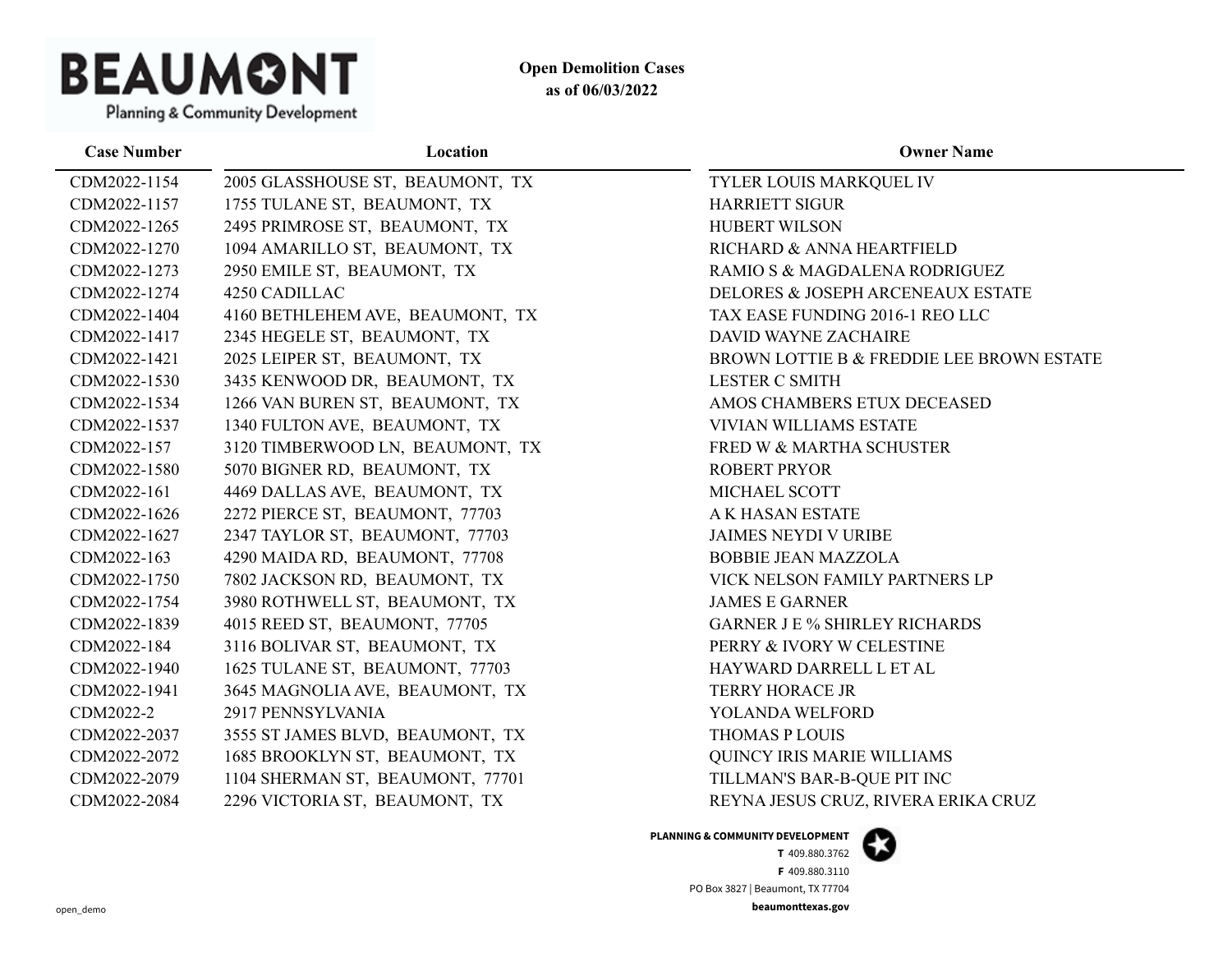**Open Demolition Cases as of 06/03/2022**

| Case Number | Location | Owner Name |
|---|---|---|
| CDM2022-1154 | 2005 GLASSHOUSE ST, BEAUMONT, TX | TYLER LOUIS MARKQUEL IV |
| CDM2022-1157 | 1755 TULANE ST, BEAUMONT, TX | HARRIETT SIGUR |
| CDM2022-1265 | 2495 PRIMROSE ST, BEAUMONT, TX | HUBERT WILSON |
| CDM2022-1270 | 1094 AMARILLO ST, BEAUMONT, TX | RICHARD & ANNA HEARTFIELD |
| CDM2022-1273 | 2950 EMILE ST, BEAUMONT, TX | RAMIO S & MAGDALENA RODRIGUEZ |
| CDM2022-1274 | 4250 CADILLAC | DELORES & JOSEPH ARCENEAUX ESTATE |
| CDM2022-1404 | 4160 BETHLEHEM AVE, BEAUMONT, TX | TAX EASE FUNDING 2016-1 REO LLC |
| CDM2022-1417 | 2345 HEGELE ST, BEAUMONT, TX | DAVID WAYNE ZACHAIRE |
| CDM2022-1421 | 2025 LEIPER ST, BEAUMONT, TX | BROWN LOTTIE B & FREDDIE LEE BROWN ESTATE |
| CDM2022-1530 | 3435 KENWOOD DR, BEAUMONT, TX | LESTER C SMITH |
| CDM2022-1534 | 1266 VAN BUREN ST, BEAUMONT, TX | AMOS CHAMBERS ETUX DECEASED |
| CDM2022-1537 | 1340 FULTON AVE, BEAUMONT, TX | VIVIAN WILLIAMS ESTATE |
| CDM2022-157 | 3120 TIMBERWOOD LN, BEAUMONT, TX | FRED W & MARTHA SCHUSTER |
| CDM2022-1580 | 5070 BIGNER RD, BEAUMONT, TX | ROBERT PRYOR |
| CDM2022-161 | 4469 DALLAS AVE, BEAUMONT, TX | MICHAEL SCOTT |
| CDM2022-1626 | 2272 PIERCE ST, BEAUMONT, 77703 | A K HASAN ESTATE |
| CDM2022-1627 | 2347 TAYLOR ST, BEAUMONT, 77703 | JAIMES NEYDI V URIBE |
| CDM2022-163 | 4290 MAIDA RD, BEAUMONT, 77708 | BOBBIE JEAN MAZZOLA |
| CDM2022-1750 | 7802 JACKSON RD, BEAUMONT, TX | VICK NELSON FAMILY PARTNERS LP |
| CDM2022-1754 | 3980 ROTHWELL ST, BEAUMONT, TX | JAMES E GARNER |
| CDM2022-1839 | 4015 REED ST, BEAUMONT, 77705 | GARNER J E % SHIRLEY RICHARDS |
| CDM2022-184 | 3116 BOLIVAR ST, BEAUMONT, TX | PERRY & IVORY W CELESTINE |
| CDM2022-1940 | 1625 TULANE ST, BEAUMONT, 77703 | HAYWARD DARRELL L ET AL |
| CDM2022-1941 | 3645 MAGNOLIA AVE, BEAUMONT, TX | TERRY HORACE JR |
| CDM2022-2 | 2917 PENNSYLVANIA | YOLANDA WELFORD |
| CDM2022-2037 | 3555 ST JAMES BLVD, BEAUMONT, TX | THOMAS P LOUIS |
| CDM2022-2072 | 1685 BROOKLYN ST, BEAUMONT, TX | QUINCY IRIS MARIE WILLIAMS |
| CDM2022-2079 | 1104 SHERMAN ST, BEAUMONT, 77701 | TILLMAN'S BAR-B-QUE PIT INC |
| CDM2022-2084 | 2296 VICTORIA ST, BEAUMONT, TX | REYNA JESUS CRUZ, RIVERA ERIKA CRUZ |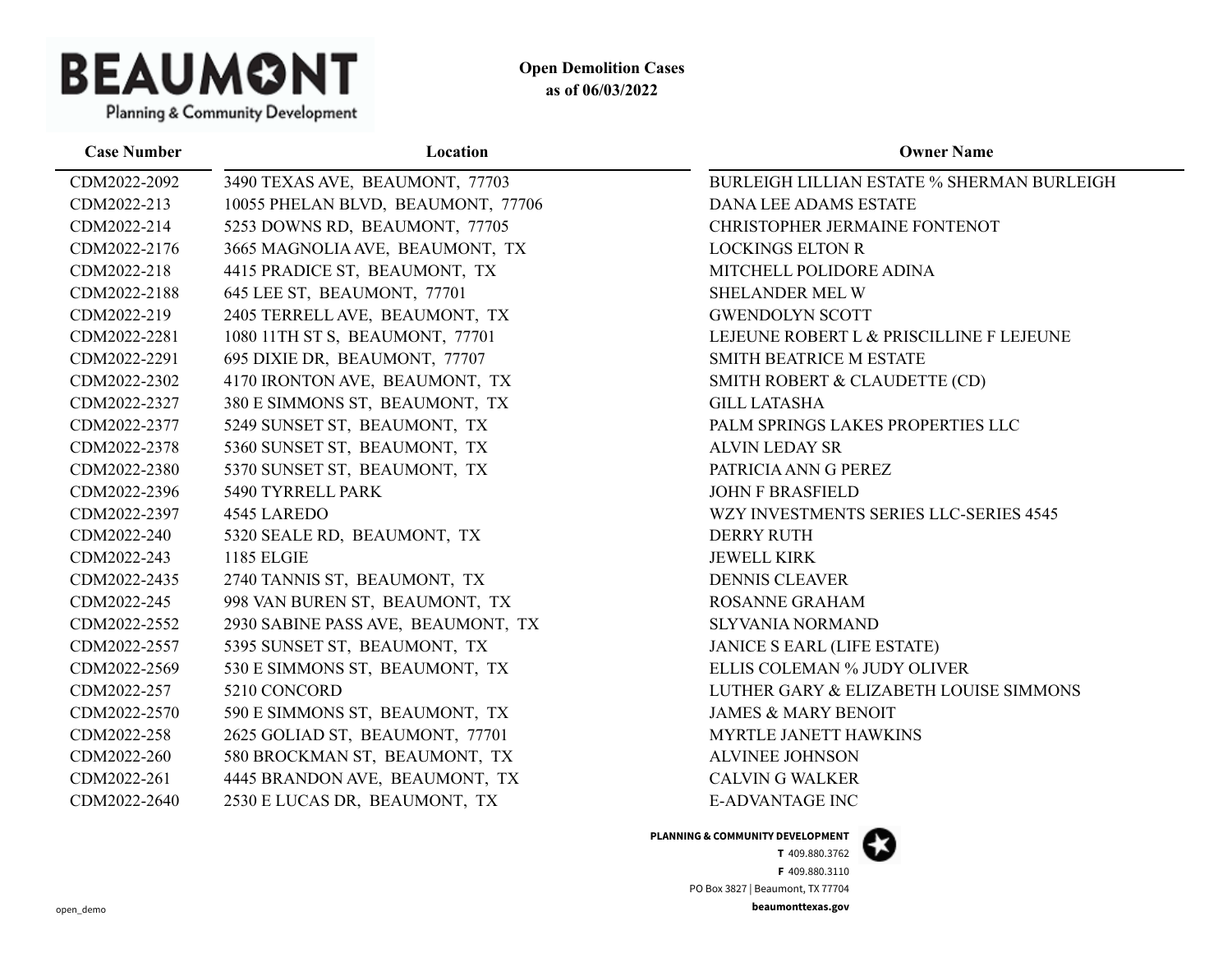# BEAUMONT

Planning & Community Development

**Open Demolition Cases**
**as of 06/03/2022**

| Case Number | Location | Owner Name |
|---|---|---|
| CDM2022-2092 | 3490 TEXAS AVE, BEAUMONT, 77703 | BURLEIGH LILLIAN ESTATE % SHERMAN BURLEIGH |
| CDM2022-213 | 10055 PHELAN BLVD, BEAUMONT, 77706 | DANA LEE ADAMS ESTATE |
| CDM2022-214 | 5253 DOWNS RD, BEAUMONT, 77705 | CHRISTOPHER JERMAINE FONTENOT |
| CDM2022-2176 | 3665 MAGNOLIA AVE, BEAUMONT, TX | LOCKINGS ELTON R |
| CDM2022-218 | 4415 PRADICE ST, BEAUMONT, TX | MITCHELL POLIDORE ADINA |
| CDM2022-2188 | 645 LEE ST, BEAUMONT, 77701 | SHELANDER MEL W |
| CDM2022-219 | 2405 TERRELL AVE, BEAUMONT, TX | GWENDOLYN SCOTT |
| CDM2022-2281 | 1080 11TH ST S, BEAUMONT, 77701 | LEJEUNE ROBERT L & PRISCILLINE F LEJEUNE |
| CDM2022-2291 | 695 DIXIE DR, BEAUMONT, 77707 | SMITH BEATRICE M ESTATE |
| CDM2022-2302 | 4170 IRONTON AVE, BEAUMONT, TX | SMITH ROBERT & CLAUDETTE (CD) |
| CDM2022-2327 | 380 E SIMMONS ST, BEAUMONT, TX | GILL LATASHA |
| CDM2022-2377 | 5249 SUNSET ST, BEAUMONT, TX | PALM SPRINGS LAKES PROPERTIES LLC |
| CDM2022-2378 | 5360 SUNSET ST, BEAUMONT, TX | ALVIN LEDAY SR |
| CDM2022-2380 | 5370 SUNSET ST, BEAUMONT, TX | PATRICIA ANN G PEREZ |
| CDM2022-2396 | 5490 TYRRELL PARK | JOHN F BRASFIELD |
| CDM2022-2397 | 4545 LAREDO | WZY INVESTMENTS SERIES LLC-SERIES 4545 |
| CDM2022-240 | 5320 SEALE RD, BEAUMONT, TX | DERRY RUTH |
| CDM2022-243 | 1185 ELGIE | JEWELL KIRK |
| CDM2022-2435 | 2740 TANNIS ST, BEAUMONT, TX | DENNIS CLEAVER |
| CDM2022-245 | 998 VAN BUREN ST, BEAUMONT, TX | ROSANNE GRAHAM |
| CDM2022-2552 | 2930 SABINE PASS AVE, BEAUMONT, TX | SLYVANIA NORMAND |
| CDM2022-2557 | 5395 SUNSET ST, BEAUMONT, TX | JANICE S EARL (LIFE ESTATE) |
| CDM2022-2569 | 530 E SIMMONS ST, BEAUMONT, TX | ELLIS COLEMAN % JUDY OLIVER |
| CDM2022-257 | 5210 CONCORD | LUTHER GARY & ELIZABETH LOUISE SIMMONS |
| CDM2022-2570 | 590 E SIMMONS ST, BEAUMONT, TX | JAMES & MARY BENOIT |
| CDM2022-258 | 2625 GOLIAD ST, BEAUMONT, 77701 | MYRTLE JANETT HAWKINS |
| CDM2022-260 | 580 BROCKMAN ST, BEAUMONT, TX | ALVINEE JOHNSON |
| CDM2022-261 | 4445 BRANDON AVE, BEAUMONT, TX | CALVIN G WALKER |
| CDM2022-2640 | 2530 E LUCAS DR, BEAUMONT, TX | E-ADVANTAGE INC |

**PLANNING & COMMUNITY DEVELOPMENT**
**T** 409.880.3762
**F** 409.880.3110
PO Box 3827 | Beaumont, TX 77704
**beaumonttexas.gov**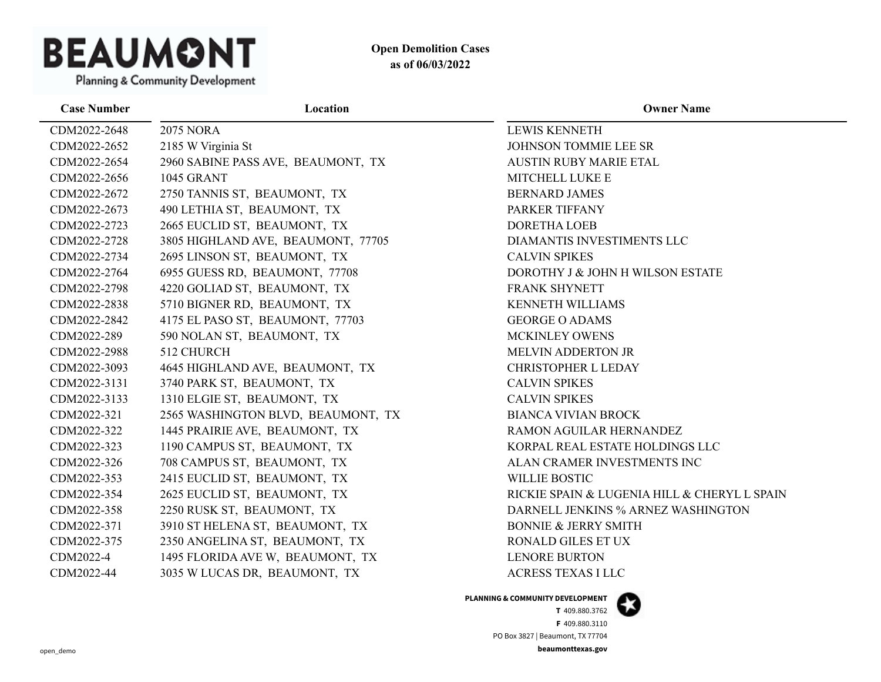**Open Demolition Cases**
**as of 06/03/2022**

| Case Number | Location | Owner Name |
|---|---|---|
| CDM2022-2648 | 2075 NORA | LEWIS KENNETH |
| CDM2022-2652 | 2185 W Virginia St | JOHNSON TOMMIE LEE SR |
| CDM2022-2654 | 2960 SABINE PASS AVE, BEAUMONT, TX | AUSTIN RUBY MARIE ETAL |
| CDM2022-2656 | 1045 GRANT | MITCHELL LUKE E |
| CDM2022-2672 | 2750 TANNIS ST, BEAUMONT, TX | BERNARD JAMES |
| CDM2022-2673 | 490 LETHIA ST, BEAUMONT, TX | PARKER TIFFANY |
| CDM2022-2723 | 2665 EUCLID ST, BEAUMONT, TX | DORETHA LOEB |
| CDM2022-2728 | 3805 HIGHLAND AVE, BEAUMONT, 77705 | DIAMANTIS INVESTIMENTS LLC |
| CDM2022-2734 | 2695 LINSON ST, BEAUMONT, TX | CALVIN SPIKES |
| CDM2022-2764 | 6955 GUESS RD, BEAUMONT, 77708 | DOROTHY J & JOHN H WILSON ESTATE |
| CDM2022-2798 | 4220 GOLIAD ST, BEAUMONT, TX | FRANK SHYNETT |
| CDM2022-2838 | 5710 BIGNER RD, BEAUMONT, TX | KENNETH WILLIAMS |
| CDM2022-2842 | 4175 EL PASO ST, BEAUMONT, 77703 | GEORGE O ADAMS |
| CDM2022-289 | 590 NOLAN ST, BEAUMONT, TX | MCKINLEY OWENS |
| CDM2022-2988 | 512 CHURCH | MELVIN ADDERTON JR |
| CDM2022-3093 | 4645 HIGHLAND AVE, BEAUMONT, TX | CHRISTOPHER L LEDAY |
| CDM2022-3131 | 3740 PARK ST, BEAUMONT, TX | CALVIN SPIKES |
| CDM2022-3133 | 1310 ELGIE ST, BEAUMONT, TX | CALVIN SPIKES |
| CDM2022-321 | 2565 WASHINGTON BLVD, BEAUMONT, TX | BIANCA VIVIAN BROCK |
| CDM2022-322 | 1445 PRAIRIE AVE, BEAUMONT, TX | RAMON AGUILAR HERNANDEZ |
| CDM2022-323 | 1190 CAMPUS ST, BEAUMONT, TX | KORPAL REAL ESTATE HOLDINGS LLC |
| CDM2022-326 | 708 CAMPUS ST, BEAUMONT, TX | ALAN CRAMER INVESTMENTS INC |
| CDM2022-353 | 2415 EUCLID ST, BEAUMONT, TX | WILLIE BOSTIC |
| CDM2022-354 | 2625 EUCLID ST, BEAUMONT, TX | RICKIE SPAIN & LUGENIA HILL & CHERYL L SPAIN |
| CDM2022-358 | 2250 RUSK ST, BEAUMONT, TX | DARNELL JENKINS % ARNEZ WASHINGTON |
| CDM2022-371 | 3910 ST HELENA ST, BEAUMONT, TX | BONNIE & JERRY SMITH |
| CDM2022-375 | 2350 ANGELINA ST, BEAUMONT, TX | RONALD GILES ET UX |
| CDM2022-4 | 1495 FLORIDA AVE W, BEAUMONT, TX | LENORE BURTON |
| CDM2022-44 | 3035 W LUCAS DR, BEAUMONT, TX | ACRESS TEXAS I LLC |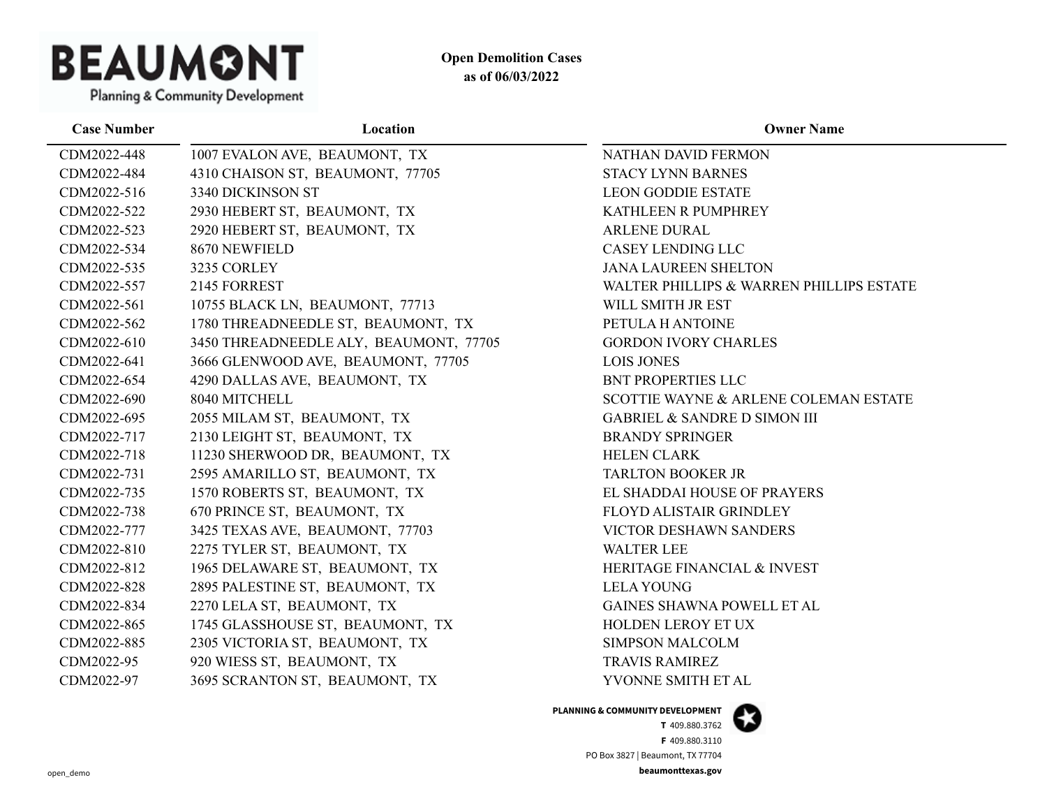**BEAUMONT**
Planning & Community Development

**Open Demolition Cases**
**as of 06/03/2022**

| Case Number | Location | Owner Name |
|---|---|---|
| CDM2022-448 | 1007 EVALON AVE, BEAUMONT, TX | NATHAN DAVID FERMON |
| CDM2022-484 | 4310 CHAISON ST, BEAUMONT, 77705 | STACY LYNN BARNES |
| CDM2022-516 | 3340 DICKINSON ST | LEON GODDIE ESTATE |
| CDM2022-522 | 2930 HEBERT ST, BEAUMONT, TX | KATHLEEN R PUMPHREY |
| CDM2022-523 | 2920 HEBERT ST, BEAUMONT, TX | ARLENE DURAL |
| CDM2022-534 | 8670 NEWFIELD | CASEY LENDING LLC |
| CDM2022-535 | 3235 CORLEY | JANA LAUREEN SHELTON |
| CDM2022-557 | 2145 FORREST | WALTER PHILLIPS & WARREN PHILLIPS ESTATE |
| CDM2022-561 | 10755 BLACK LN, BEAUMONT, 77713 | WILL SMITH JR EST |
| CDM2022-562 | 1780 THREADNEEDLE ST, BEAUMONT, TX | PETULA H ANTOINE |
| CDM2022-610 | 3450 THREADNEEDLE ALY, BEAUMONT, 77705 | GORDON IVORY CHARLES |
| CDM2022-641 | 3666 GLENWOOD AVE, BEAUMONT, 77705 | LOIS JONES |
| CDM2022-654 | 4290 DALLAS AVE, BEAUMONT, TX | BNT PROPERTIES LLC |
| CDM2022-690 | 8040 MITCHELL | SCOTTIE WAYNE & ARLENE COLEMAN ESTATE |
| CDM2022-695 | 2055 MILAM ST, BEAUMONT, TX | GABRIEL & SANDRE D SIMON III |
| CDM2022-717 | 2130 LEIGHT ST, BEAUMONT, TX | BRANDY SPRINGER |
| CDM2022-718 | 11230 SHERWOOD DR, BEAUMONT, TX | HELEN CLARK |
| CDM2022-731 | 2595 AMARILLO ST, BEAUMONT, TX | TARLTON BOOKER JR |
| CDM2022-735 | 1570 ROBERTS ST, BEAUMONT, TX | EL SHADDAI HOUSE OF PRAYERS |
| CDM2022-738 | 670 PRINCE ST, BEAUMONT, TX | FLOYD ALISTAIR GRINDLEY |
| CDM2022-777 | 3425 TEXAS AVE, BEAUMONT, 77703 | VICTOR DESHAWN SANDERS |
| CDM2022-810 | 2275 TYLER ST, BEAUMONT, TX | WALTER LEE |
| CDM2022-812 | 1965 DELAWARE ST, BEAUMONT, TX | HERITAGE FINANCIAL & INVEST |
| CDM2022-828 | 2895 PALESTINE ST, BEAUMONT, TX | LELA YOUNG |
| CDM2022-834 | 2270 LELA ST, BEAUMONT, TX | GAINES SHAWNA POWELL ET AL |
| CDM2022-865 | 1745 GLASSHOUSE ST, BEAUMONT, TX | HOLDEN LEROY ET UX |
| CDM2022-885 | 2305 VICTORIA ST, BEAUMONT, TX | SIMPSON MALCOLM |
| CDM2022-95 | 920 WIESS ST, BEAUMONT, TX | TRAVIS RAMIREZ |
| CDM2022-97 | 3695 SCRANTON ST, BEAUMONT, TX | YVONNE SMITH ET AL |

**PLANNING & COMMUNITY DEVELOPMENT**
**T** 409.880.3762
**F** 409.880.3110
PO Box 3827 | Beaumont, TX 77704
**beaumonttexas.gov**

open_demo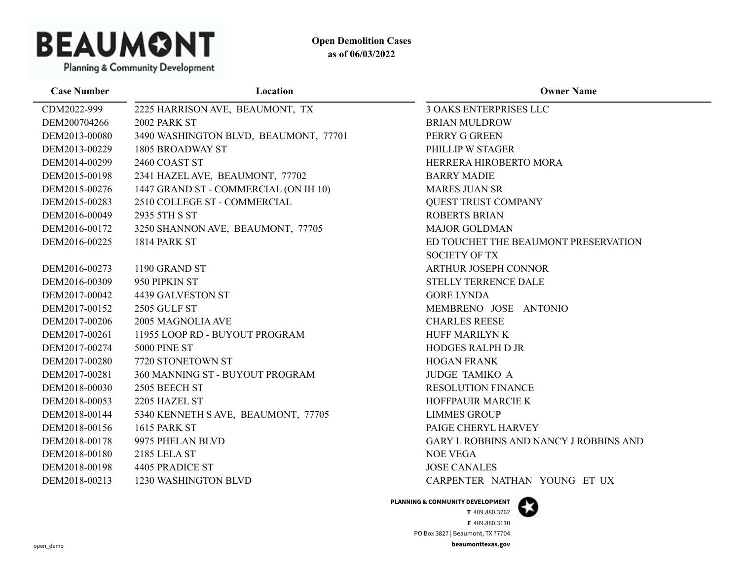**Open Demolition Cases**
**as of 06/03/2022**

| Case Number | Location | Owner Name |
|---|---|---|
| CDM2022-999 | 2225 HARRISON AVE, BEAUMONT, TX | 3 OAKS ENTERPRISES LLC |
| DEM200704266 | 2002 PARK ST | BRIAN MULDROW |
| DEM2013-00080 | 3490 WASHINGTON BLVD, BEAUMONT, 77701 | PERRY G GREEN |
| DEM2013-00229 | 1805 BROADWAY ST | PHILLIP W STAGER |
| DEM2014-00299 | 2460 COAST ST | HERRERA HIROBERTO MORA |
| DEM2015-00198 | 2341 HAZEL AVE, BEAUMONT, 77702 | BARRY MADIE |
| DEM2015-00276 | 1447 GRAND ST - COMMERCIAL (ON IH 10) | MARES JUAN SR |
| DEM2015-00283 | 2510 COLLEGE ST - COMMERCIAL | QUEST TRUST COMPANY |
| DEM2016-00049 | 2935 5TH S ST | ROBERTS BRIAN |
| DEM2016-00172 | 3250 SHANNON AVE, BEAUMONT, 77705 | MAJOR GOLDMAN |
| DEM2016-00225 | 1814 PARK ST | ED TOUCHET THE BEAUMONT PRESERVATION SOCIETY OF TX |
| DEM2016-00273 | 1190 GRAND ST | ARTHUR JOSEPH CONNOR |
| DEM2016-00309 | 950 PIPKIN ST | STELLY TERRENCE DALE |
| DEM2017-00042 | 4439 GALVESTON ST | GORE LYNDA |
| DEM2017-00152 | 2505 GULF ST | MEMBRENO JOSE ANTONIO |
| DEM2017-00206 | 2005 MAGNOLIA AVE | CHARLES REESE |
| DEM2017-00261 | 11955 LOOP RD - BUYOUT PROGRAM | HUFF MARILYN K |
| DEM2017-00274 | 5000 PINE ST | HODGES RALPH D JR |
| DEM2017-00280 | 7720 STONETOWN ST | HOGAN FRANK |
| DEM2017-00281 | 360 MANNING ST - BUYOUT PROGRAM | JUDGE TAMIKO A |
| DEM2018-00030 | 2505 BEECH ST | RESOLUTION FINANCE |
| DEM2018-00053 | 2205 HAZEL ST | HOFFPAUIR MARCIE K |
| DEM2018-00144 | 5340 KENNETH S AVE, BEAUMONT, 77705 | LIMMES GROUP |
| DEM2018-00156 | 1615 PARK ST | PAIGE CHERYL HARVEY |
| DEM2018-00178 | 9975 PHELAN BLVD | GARY L ROBBINS AND NANCY J ROBBINS AND |
| DEM2018-00180 | 2185 LELA ST | NOE VEGA |
| DEM2018-00198 | 4405 PRADICE ST | JOSE CANALES |
| DEM2018-00213 | 1230 WASHINGTON BLVD | CARPENTER NATHAN YOUNG ET UX |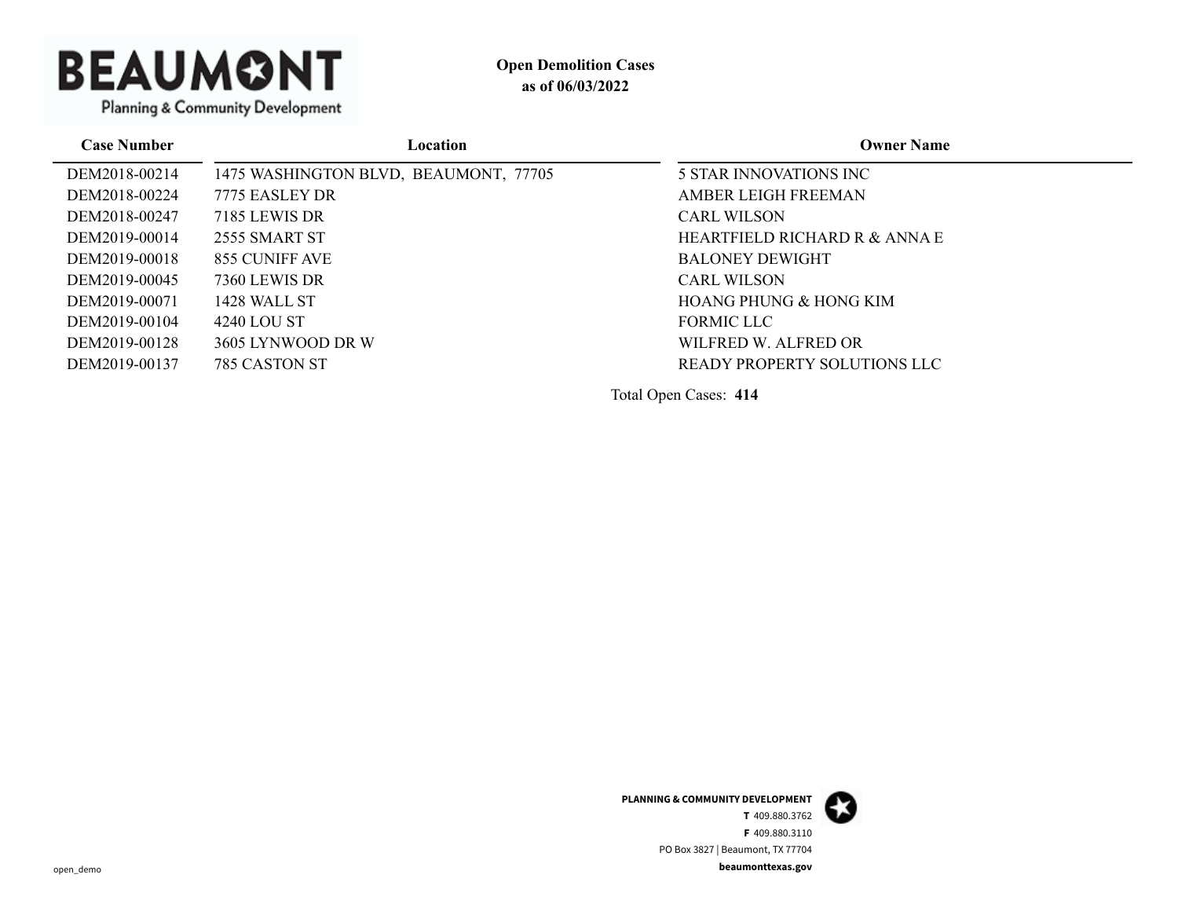BEAUMONT
Planning & Community Development

**Open Demolition Cases**
**as of 06/03/2022**

| Case Number | Location | Owner Name |
|---|---|---|
| DEM2018-00214 | 1475 WASHINGTON BLVD, BEAUMONT, 77705 | 5 STAR INNOVATIONS INC |
| DEM2018-00224 | 7775 EASLEY DR | AMBER LEIGH FREEMAN |
| DEM2018-00247 | 7185 LEWIS DR | CARL WILSON |
| DEM2019-00014 | 2555 SMART ST | HEARTFIELD RICHARD R & ANNA E |
| DEM2019-00018 | 855 CUNIFF AVE | BALONEY DEWIGHT |
| DEM2019-00045 | 7360 LEWIS DR | CARL WILSON |
| DEM2019-00071 | 1428 WALL ST | HOANG PHUNG & HONG KIM |
| DEM2019-00104 | 4240 LOU ST | FORMIC LLC |
| DEM2019-00128 | 3605 LYNWOOD DR W | WILFRED W. ALFRED OR |
| DEM2019-00137 | 785 CASTON ST | READY PROPERTY SOLUTIONS LLC |

Total Open Cases: **414**

**PLANNING & COMMUNITY DEVELOPMENT**
**T** 409.880.3762
**F** 409.880.3110
PO Box 3827 | Beaumont, TX 77704
**beaumonttexas.gov**

open_demo